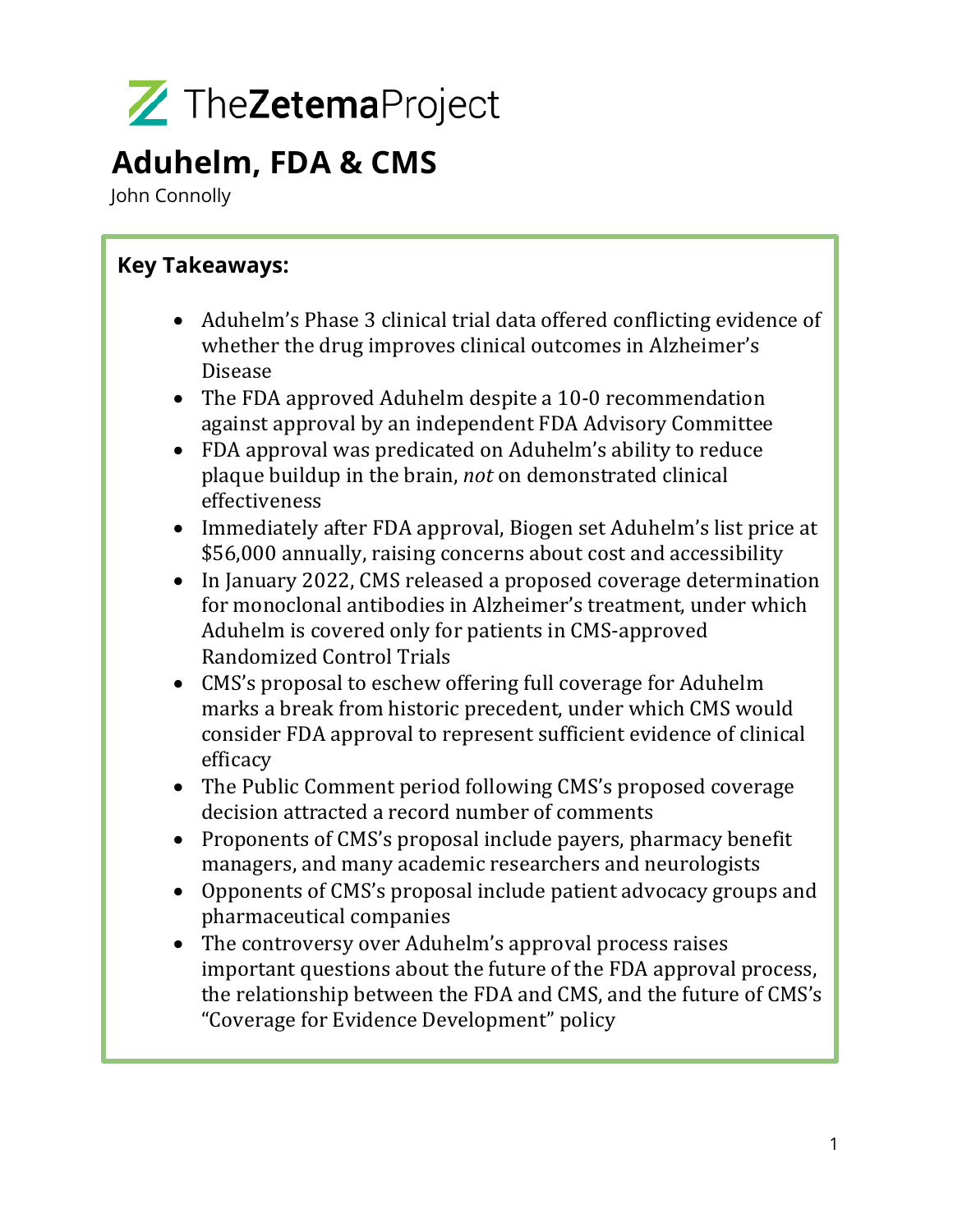TheZetemaProject

# Aduhelm, FDA & CMS

John Connolly

## Key Takeaways:

- Aduhelm's Phase 3 clinical trial data offered conflicting evidence of whether the drug improves clinical outcomes in Alzheimer's Disease
- The FDA approved Aduhelm despite a 10-0 recommendation against approval by an independent FDA Advisory Committee
- FDA approval was predicated on Aduhelm's ability to reduce plaque buildup in the brain, *not* on demonstrated clinical effectiveness
- Immediately after FDA approval, Biogen set Aduhelm's list price at $56,000 annually, raising concerns about cost and accessibility
- In January 2022, CMS released a proposed coverage determination for monoclonal antibodies in Alzheimer's treatment, under which Aduhelm is covered only for patients in CMS-approved Randomized Control Trials
- CMS's proposal to eschew offering full coverage for Aduhelm marks a break from historic precedent, under which CMS would consider FDA approval to represent sufficient evidence of clinical efficacy
- The Public Comment period following CMS's proposed coverage decision attracted a record number of comments
- Proponents of CMS's proposal include payers, pharmacy benefit managers, and many academic researchers and neurologists
- Opponents of CMS's proposal include patient advocacy groups and pharmaceutical companies
- The controversy over Aduhelm's approval process raises important questions about the future of the FDA approval process, the relationship between the FDA and CMS, and the future of CMS's "Coverage for Evidence Development" policy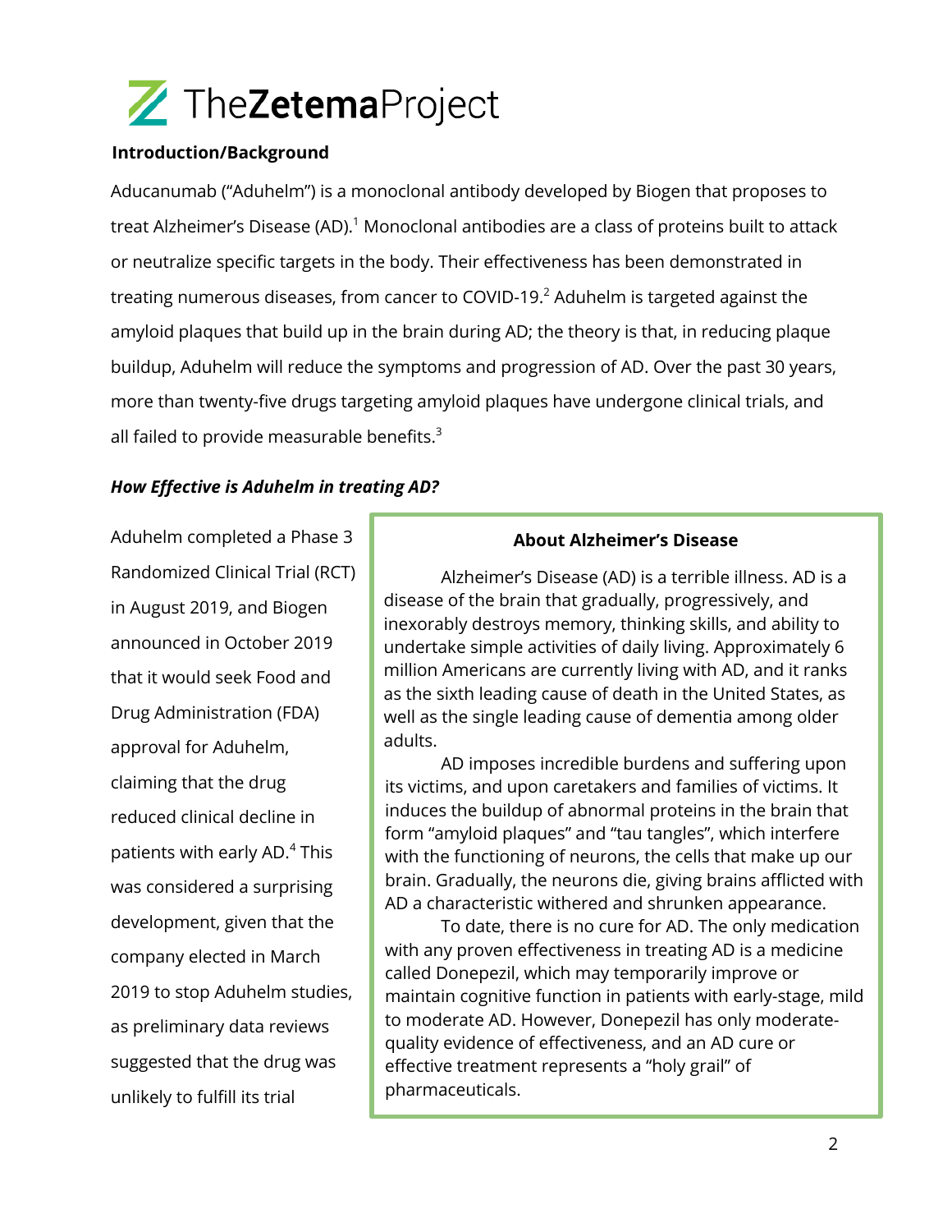## Introduction/Background

Aducanumab ("Aduhelm") is a monoclonal antibody developed by Biogen that proposes to treat Alzheimer's Disease (AD).[1] Monoclonal antibodies are a class of proteins built to attack or neutralize specific targets in the body. Their effectiveness has been demonstrated in treating numerous diseases, from cancer to COVID-19.[2] Aduhelm is targeted against the amyloid plaques that build up in the brain during AD; the theory is that, in reducing plaque buildup, Aduhelm will reduce the symptoms and progression of AD. Over the past 30 years, more than twenty-five drugs targeting amyloid plaques have undergone clinical trials, and all failed to provide measurable benefits.[3]

### *How Effective is Aduhelm in treating AD?*

Aduhelm completed a Phase 3 Randomized Clinical Trial (RCT) in August 2019, and Biogen announced in October 2019 that it would seek Food and Drug Administration (FDA) approval for Aduhelm, claiming that the drug reduced clinical decline in patients with early AD.[4] This was considered a surprising development, given that the company elected in March 2019 to stop Aduhelm studies, as preliminary data reviews suggested that the drug was unlikely to fulfill its trial

> **About Alzheimer's Disease**
>
> Alzheimer's Disease (AD) is a terrible illness. AD is a disease of the brain that gradually, progressively, and inexorably destroys memory, thinking skills, and ability to undertake simple activities of daily living. Approximately 6 million Americans are currently living with AD, and it ranks as the sixth leading cause of death in the United States, as well as the single leading cause of dementia among older adults.
>
> AD imposes incredible burdens and suffering upon its victims, and upon caretakers and families of victims. It induces the buildup of abnormal proteins in the brain that form "amyloid plaques" and "tau tangles", which interfere with the functioning of neurons, the cells that make up our brain. Gradually, the neurons die, giving brains afflicted with AD a characteristic withered and shrunken appearance.
>
> To date, there is no cure for AD. The only medication with any proven effectiveness in treating AD is a medicine called Donepezil, which may temporarily improve or maintain cognitive function in patients with early-stage, mild to moderate AD. However, Donepezil has only moderate-quality evidence of effectiveness, and an AD cure or effective treatment represents a "holy grail" of pharmaceuticals.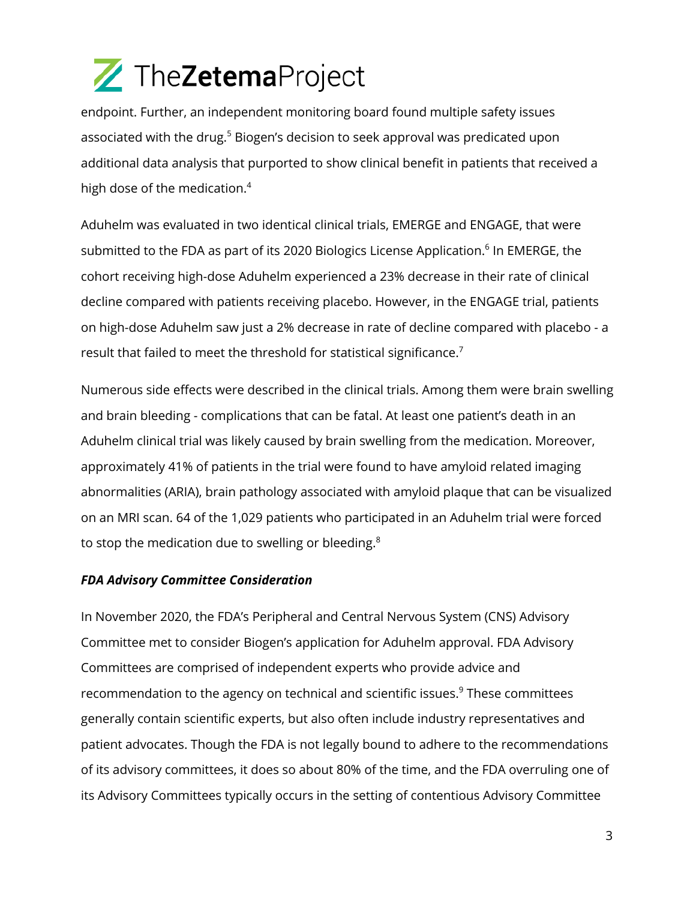endpoint. Further, an independent monitoring board found multiple safety issues associated with the drug.[5] Biogen's decision to seek approval was predicated upon additional data analysis that purported to show clinical benefit in patients that received a high dose of the medication.[4]

Aduhelm was evaluated in two identical clinical trials, EMERGE and ENGAGE, that were submitted to the FDA as part of its 2020 Biologics License Application.[6] In EMERGE, the cohort receiving high-dose Aduhelm experienced a 23% decrease in their rate of clinical decline compared with patients receiving placebo. However, in the ENGAGE trial, patients on high-dose Aduhelm saw just a 2% decrease in rate of decline compared with placebo - a result that failed to meet the threshold for statistical significance.[7]

Numerous side effects were described in the clinical trials. Among them were brain swelling and brain bleeding - complications that can be fatal. At least one patient's death in an Aduhelm clinical trial was likely caused by brain swelling from the medication. Moreover, approximately 41% of patients in the trial were found to have amyloid related imaging abnormalities (ARIA), brain pathology associated with amyloid plaque that can be visualized on an MRI scan. 64 of the 1,029 patients who participated in an Aduhelm trial were forced to stop the medication due to swelling or bleeding.[8]

***FDA Advisory Committee Consideration***

In November 2020, the FDA's Peripheral and Central Nervous System (CNS) Advisory Committee met to consider Biogen's application for Aduhelm approval. FDA Advisory Committees are comprised of independent experts who provide advice and recommendation to the agency on technical and scientific issues.[9] These committees generally contain scientific experts, but also often include industry representatives and patient advocates. Though the FDA is not legally bound to adhere to the recommendations of its advisory committees, it does so about 80% of the time, and the FDA overruling one of its Advisory Committees typically occurs in the setting of contentious Advisory Committee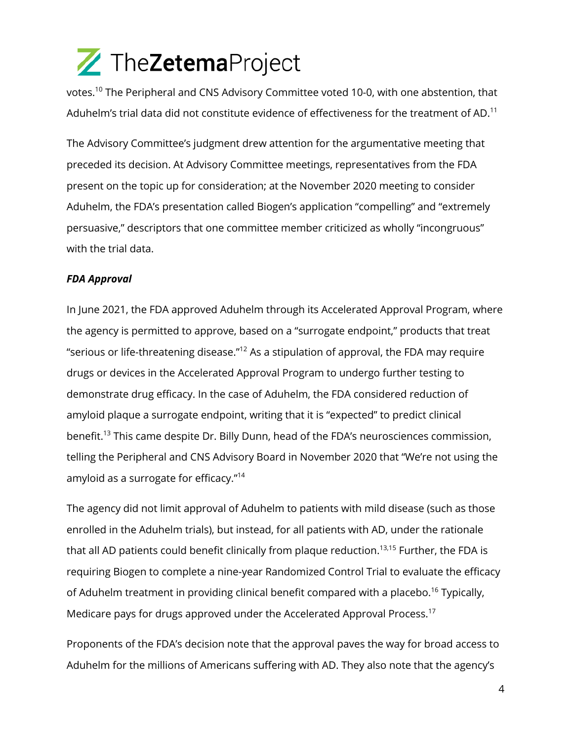votes.[10] The Peripheral and CNS Advisory Committee voted 10-0, with one abstention, that Aduhelm's trial data did not constitute evidence of effectiveness for the treatment of AD.[11]

The Advisory Committee's judgment drew attention for the argumentative meeting that preceded its decision. At Advisory Committee meetings, representatives from the FDA present on the topic up for consideration; at the November 2020 meeting to consider Aduhelm, the FDA's presentation called Biogen's application "compelling" and "extremely persuasive," descriptors that one committee member criticized as wholly "incongruous" with the trial data.

***FDA Approval***

In June 2021, the FDA approved Aduhelm through its Accelerated Approval Program, where the agency is permitted to approve, based on a "surrogate endpoint," products that treat "serious or life-threatening disease."[12] As a stipulation of approval, the FDA may require drugs or devices in the Accelerated Approval Program to undergo further testing to demonstrate drug efficacy. In the case of Aduhelm, the FDA considered reduction of amyloid plaque a surrogate endpoint, writing that it is "expected" to predict clinical benefit.[13] This came despite Dr. Billy Dunn, head of the FDA's neurosciences commission, telling the Peripheral and CNS Advisory Board in November 2020 that "We're not using the amyloid as a surrogate for efficacy."[14]

The agency did not limit approval of Aduhelm to patients with mild disease (such as those enrolled in the Aduhelm trials), but instead, for all patients with AD, under the rationale that all AD patients could benefit clinically from plaque reduction.[13,15] Further, the FDA is requiring Biogen to complete a nine-year Randomized Control Trial to evaluate the efficacy of Aduhelm treatment in providing clinical benefit compared with a placebo.[16] Typically, Medicare pays for drugs approved under the Accelerated Approval Process.[17]

Proponents of the FDA's decision note that the approval paves the way for broad access to Aduhelm for the millions of Americans suffering with AD. They also note that the agency's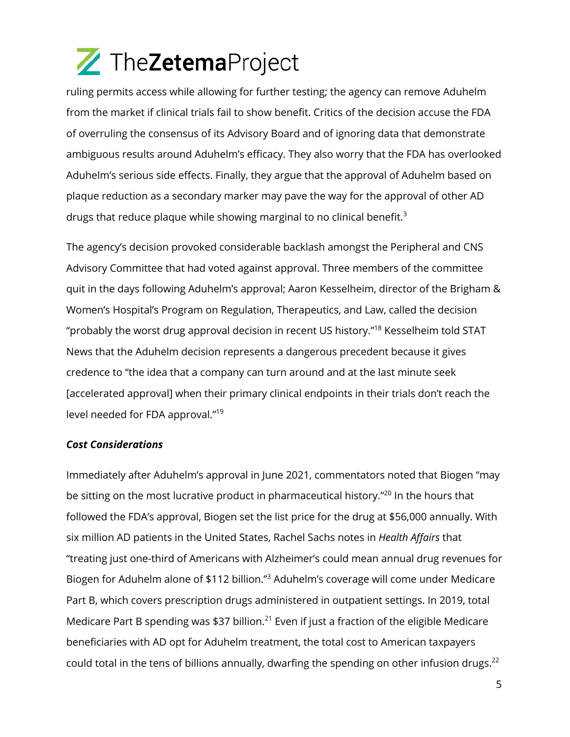ruling permits access while allowing for further testing; the agency can remove Aduhelm from the market if clinical trials fail to show benefit. Critics of the decision accuse the FDA of overruling the consensus of its Advisory Board and of ignoring data that demonstrate ambiguous results around Aduhelm's efficacy. They also worry that the FDA has overlooked Aduhelm's serious side effects. Finally, they argue that the approval of Aduhelm based on plaque reduction as a secondary marker may pave the way for the approval of other AD drugs that reduce plaque while showing marginal to no clinical benefit.[3]

The agency's decision provoked considerable backlash amongst the Peripheral and CNS Advisory Committee that had voted against approval. Three members of the committee quit in the days following Aduhelm's approval; Aaron Kesselheim, director of the Brigham & Women's Hospital's Program on Regulation, Therapeutics, and Law, called the decision "probably the worst drug approval decision in recent US history."[18] Kesselheim told STAT News that the Aduhelm decision represents a dangerous precedent because it gives credence to "the idea that a company can turn around and at the last minute seek [accelerated approval] when their primary clinical endpoints in their trials don't reach the level needed for FDA approval."[19]

### ***Cost Considerations***

Immediately after Aduhelm's approval in June 2021, commentators noted that Biogen "may be sitting on the most lucrative product in pharmaceutical history."[20] In the hours that followed the FDA's approval, Biogen set the list price for the drug at $56,000 annually. With six million AD patients in the United States, Rachel Sachs notes in *Health Affairs* that "treating just one-third of Americans with Alzheimer's could mean annual drug revenues for Biogen for Aduhelm alone of $112 billion."[3] Aduhelm's coverage will come under Medicare Part B, which covers prescription drugs administered in outpatient settings. In 2019, total Medicare Part B spending was $37 billion.[21] Even if just a fraction of the eligible Medicare beneficiaries with AD opt for Aduhelm treatment, the total cost to American taxpayers could total in the tens of billions annually, dwarfing the spending on other infusion drugs.[22]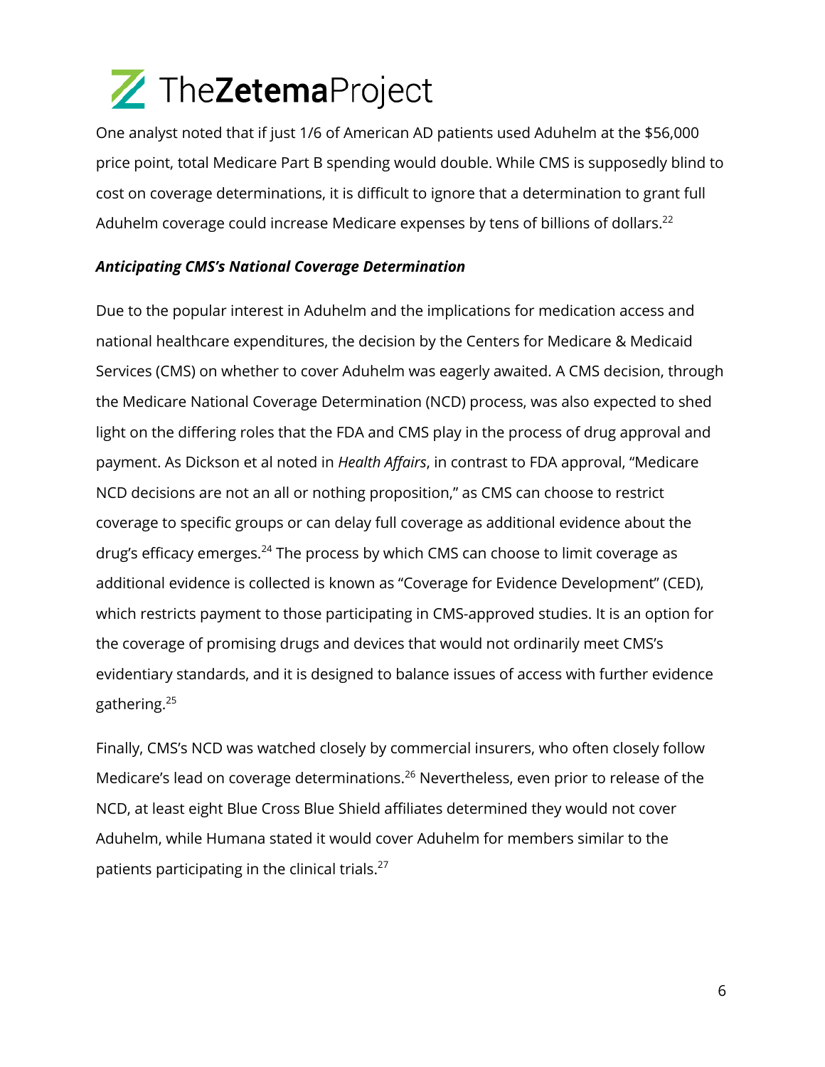One analyst noted that if just 1/6 of American AD patients used Aduhelm at the $56,000 price point, total Medicare Part B spending would double. While CMS is supposedly blind to cost on coverage determinations, it is difficult to ignore that a determination to grant full Aduhelm coverage could increase Medicare expenses by tens of billions of dollars.[22]

***Anticipating CMS's National Coverage Determination***

Due to the popular interest in Aduhelm and the implications for medication access and national healthcare expenditures, the decision by the Centers for Medicare & Medicaid Services (CMS) on whether to cover Aduhelm was eagerly awaited. A CMS decision, through the Medicare National Coverage Determination (NCD) process, was also expected to shed light on the differing roles that the FDA and CMS play in the process of drug approval and payment. As Dickson et al noted in *Health Affairs*, in contrast to FDA approval, "Medicare NCD decisions are not an all or nothing proposition," as CMS can choose to restrict coverage to specific groups or can delay full coverage as additional evidence about the drug's efficacy emerges.[24] The process by which CMS can choose to limit coverage as additional evidence is collected is known as "Coverage for Evidence Development" (CED), which restricts payment to those participating in CMS-approved studies. It is an option for the coverage of promising drugs and devices that would not ordinarily meet CMS's evidentiary standards, and it is designed to balance issues of access with further evidence gathering.[25]

Finally, CMS's NCD was watched closely by commercial insurers, who often closely follow Medicare's lead on coverage determinations.[26] Nevertheless, even prior to release of the NCD, at least eight Blue Cross Blue Shield affiliates determined they would not cover Aduhelm, while Humana stated it would cover Aduhelm for members similar to the patients participating in the clinical trials.[27]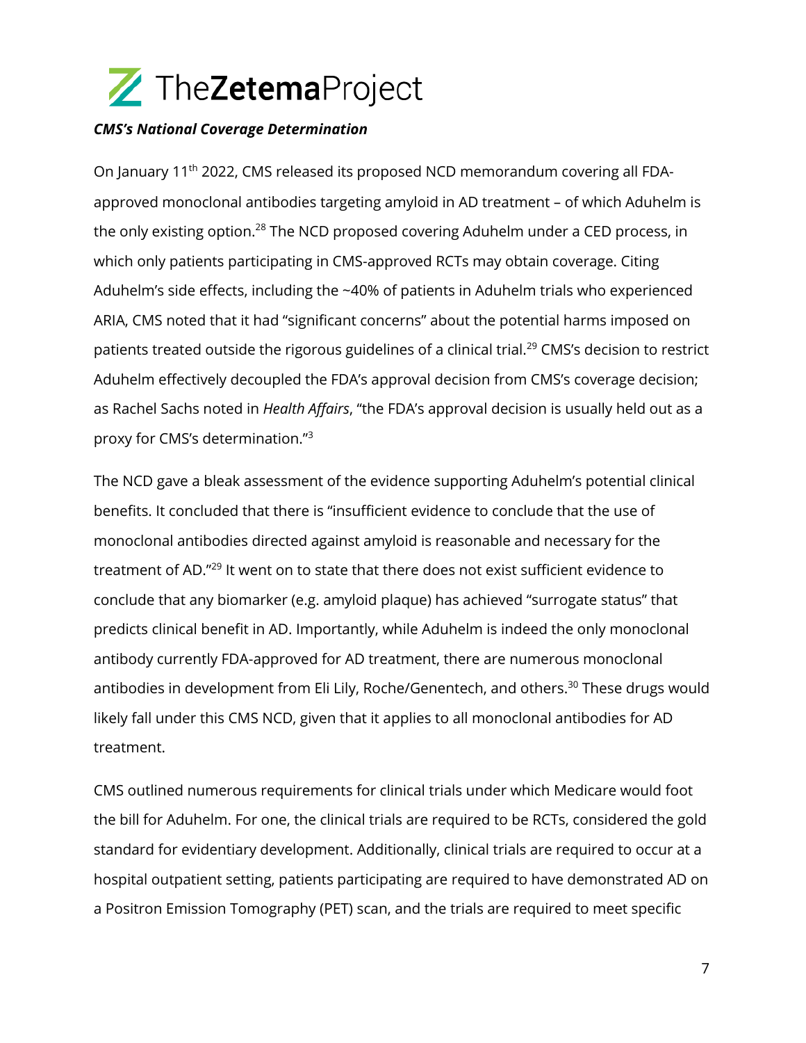### *CMS's National Coverage Determination*

On January 11th 2022, CMS released its proposed NCD memorandum covering all FDA-approved monoclonal antibodies targeting amyloid in AD treatment – of which Aduhelm is the only existing option.[28] The NCD proposed covering Aduhelm under a CED process, in which only patients participating in CMS-approved RCTs may obtain coverage. Citing Aduhelm's side effects, including the ~40% of patients in Aduhelm trials who experienced ARIA, CMS noted that it had "significant concerns" about the potential harms imposed on patients treated outside the rigorous guidelines of a clinical trial.[29] CMS's decision to restrict Aduhelm effectively decoupled the FDA's approval decision from CMS's coverage decision; as Rachel Sachs noted in *Health Affairs*, "the FDA's approval decision is usually held out as a proxy for CMS's determination."[3]

The NCD gave a bleak assessment of the evidence supporting Aduhelm's potential clinical benefits. It concluded that there is "insufficient evidence to conclude that the use of monoclonal antibodies directed against amyloid is reasonable and necessary for the treatment of AD."[29] It went on to state that there does not exist sufficient evidence to conclude that any biomarker (e.g. amyloid plaque) has achieved "surrogate status" that predicts clinical benefit in AD. Importantly, while Aduhelm is indeed the only monoclonal antibody currently FDA-approved for AD treatment, there are numerous monoclonal antibodies in development from Eli Lily, Roche/Genentech, and others.[30] These drugs would likely fall under this CMS NCD, given that it applies to all monoclonal antibodies for AD treatment.

CMS outlined numerous requirements for clinical trials under which Medicare would foot the bill for Aduhelm. For one, the clinical trials are required to be RCTs, considered the gold standard for evidentiary development. Additionally, clinical trials are required to occur at a hospital outpatient setting, patients participating are required to have demonstrated AD on a Positron Emission Tomography (PET) scan, and the trials are required to meet specific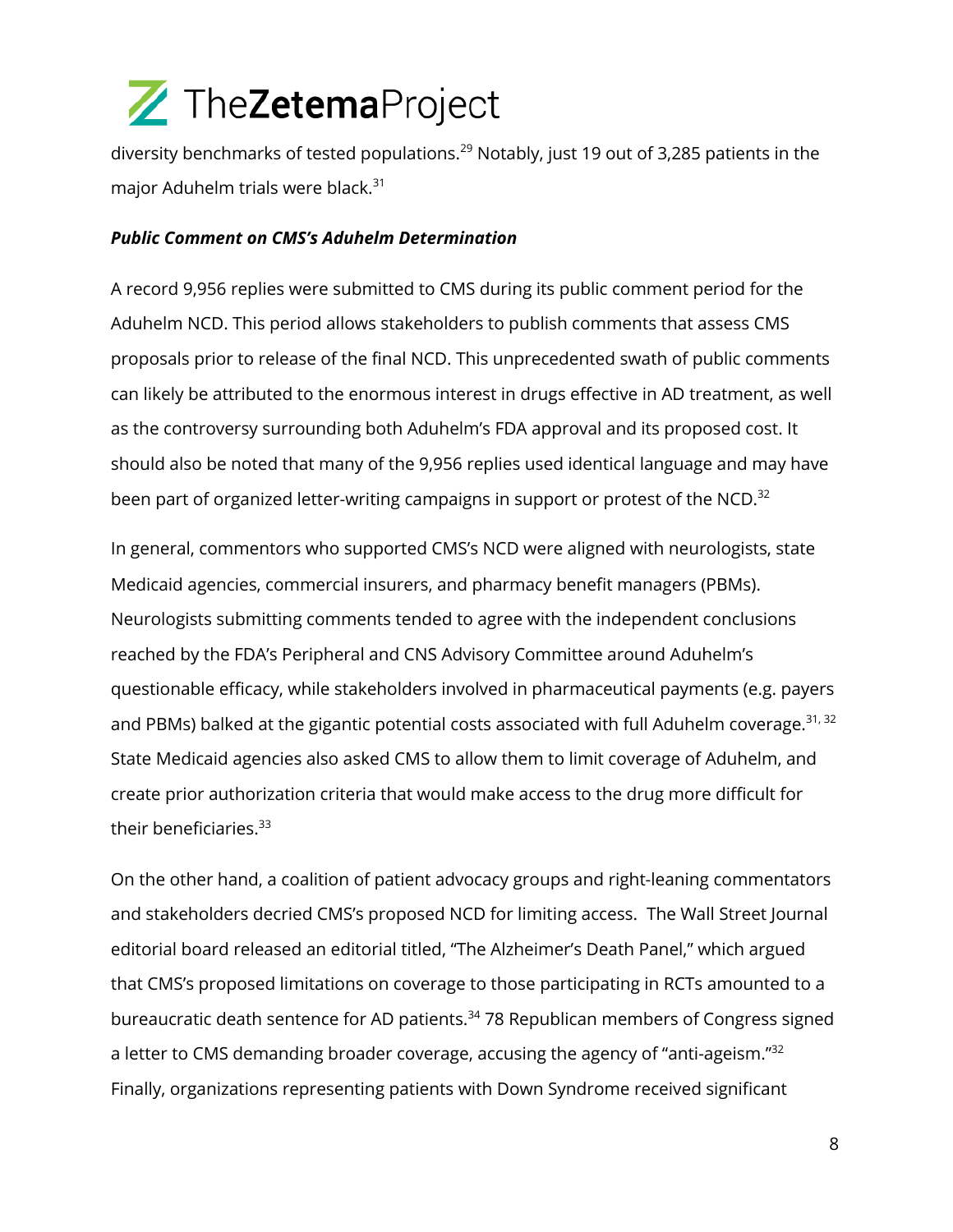diversity benchmarks of tested populations.[29] Notably, just 19 out of 3,285 patients in the major Aduhelm trials were black.[31]

***Public Comment on CMS's Aduhelm Determination***

A record 9,956 replies were submitted to CMS during its public comment period for the Aduhelm NCD. This period allows stakeholders to publish comments that assess CMS proposals prior to release of the final NCD. This unprecedented swath of public comments can likely be attributed to the enormous interest in drugs effective in AD treatment, as well as the controversy surrounding both Aduhelm's FDA approval and its proposed cost. It should also be noted that many of the 9,956 replies used identical language and may have been part of organized letter-writing campaigns in support or protest of the NCD.[32]

In general, commentors who supported CMS's NCD were aligned with neurologists, state Medicaid agencies, commercial insurers, and pharmacy benefit managers (PBMs). Neurologists submitting comments tended to agree with the independent conclusions reached by the FDA's Peripheral and CNS Advisory Committee around Aduhelm's questionable efficacy, while stakeholders involved in pharmaceutical payments (e.g. payers and PBMs) balked at the gigantic potential costs associated with full Aduhelm coverage.[31, 32] State Medicaid agencies also asked CMS to allow them to limit coverage of Aduhelm, and create prior authorization criteria that would make access to the drug more difficult for their beneficiaries.[33]

On the other hand, a coalition of patient advocacy groups and right-leaning commentators and stakeholders decried CMS's proposed NCD for limiting access. The Wall Street Journal editorial board released an editorial titled, "The Alzheimer's Death Panel," which argued that CMS's proposed limitations on coverage to those participating in RCTs amounted to a bureaucratic death sentence for AD patients.[34] 78 Republican members of Congress signed a letter to CMS demanding broader coverage, accusing the agency of "anti-ageism."[32] Finally, organizations representing patients with Down Syndrome received significant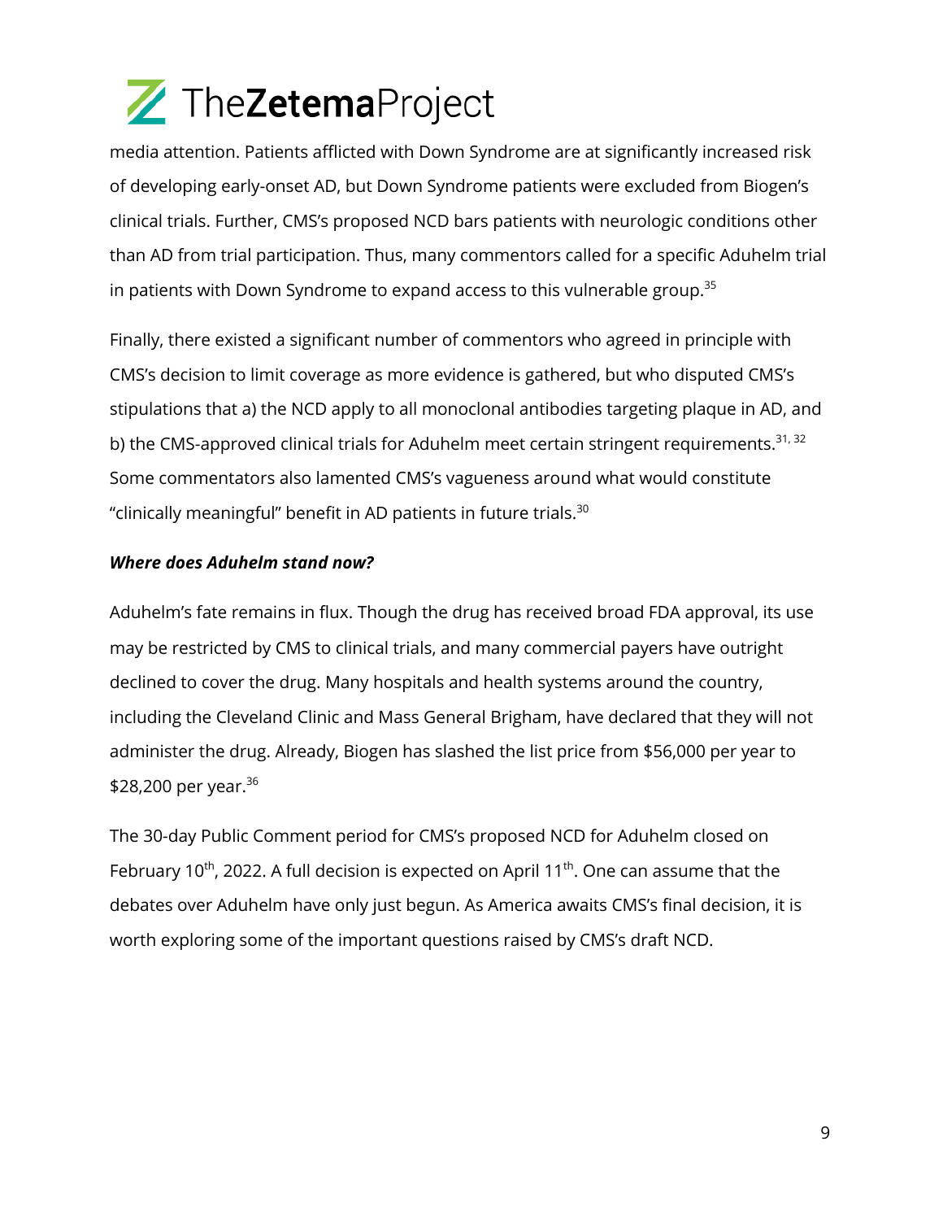media attention. Patients afflicted with Down Syndrome are at significantly increased risk of developing early-onset AD, but Down Syndrome patients were excluded from Biogen's clinical trials. Further, CMS's proposed NCD bars patients with neurologic conditions other than AD from trial participation. Thus, many commentors called for a specific Aduhelm trial in patients with Down Syndrome to expand access to this vulnerable group.[35]

Finally, there existed a significant number of commentors who agreed in principle with CMS's decision to limit coverage as more evidence is gathered, but who disputed CMS's stipulations that a) the NCD apply to all monoclonal antibodies targeting plaque in AD, and b) the CMS-approved clinical trials for Aduhelm meet certain stringent requirements.[31, 32] Some commentators also lamented CMS's vagueness around what would constitute "clinically meaningful" benefit in AD patients in future trials.[30]

***Where does Aduhelm stand now?***

Aduhelm's fate remains in flux. Though the drug has received broad FDA approval, its use may be restricted by CMS to clinical trials, and many commercial payers have outright declined to cover the drug. Many hospitals and health systems around the country, including the Cleveland Clinic and Mass General Brigham, have declared that they will not administer the drug. Already, Biogen has slashed the list price from $56,000 per year to $28,200 per year.[36]

The 30-day Public Comment period for CMS's proposed NCD for Aduhelm closed on February 10th, 2022. A full decision is expected on April 11th. One can assume that the debates over Aduhelm have only just begun. As America awaits CMS's final decision, it is worth exploring some of the important questions raised by CMS's draft NCD.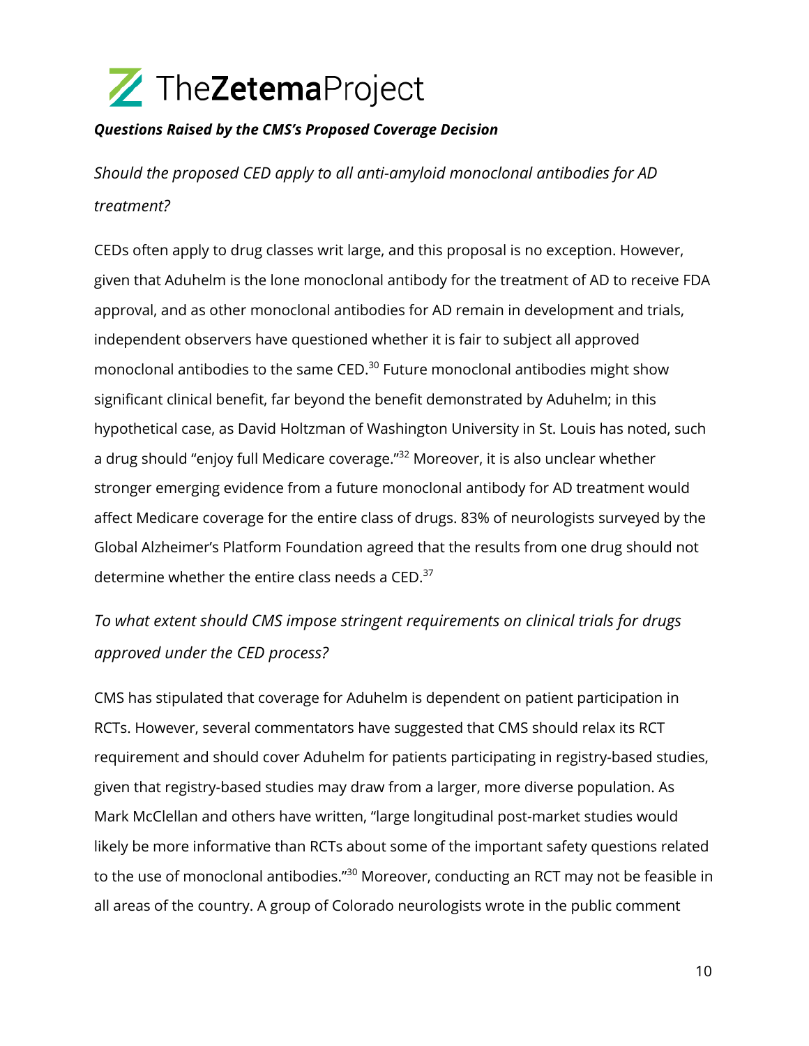### ***Questions Raised by the CMS's Proposed Coverage Decision***

#### *Should the proposed CED apply to all anti-amyloid monoclonal antibodies for AD treatment?*

CEDs often apply to drug classes writ large, and this proposal is no exception. However, given that Aduhelm is the lone monoclonal antibody for the treatment of AD to receive FDA approval, and as other monoclonal antibodies for AD remain in development and trials, independent observers have questioned whether it is fair to subject all approved monoclonal antibodies to the same CED.[30] Future monoclonal antibodies might show significant clinical benefit, far beyond the benefit demonstrated by Aduhelm; in this hypothetical case, as David Holtzman of Washington University in St. Louis has noted, such a drug should "enjoy full Medicare coverage."[32] Moreover, it is also unclear whether stronger emerging evidence from a future monoclonal antibody for AD treatment would affect Medicare coverage for the entire class of drugs. 83% of neurologists surveyed by the Global Alzheimer's Platform Foundation agreed that the results from one drug should not determine whether the entire class needs a CED.[37]

#### *To what extent should CMS impose stringent requirements on clinical trials for drugs approved under the CED process?*

CMS has stipulated that coverage for Aduhelm is dependent on patient participation in RCTs. However, several commentators have suggested that CMS should relax its RCT requirement and should cover Aduhelm for patients participating in registry-based studies, given that registry-based studies may draw from a larger, more diverse population. As Mark McClellan and others have written, "large longitudinal post-market studies would likely be more informative than RCTs about some of the important safety questions related to the use of monoclonal antibodies."[30] Moreover, conducting an RCT may not be feasible in all areas of the country. A group of Colorado neurologists wrote in the public comment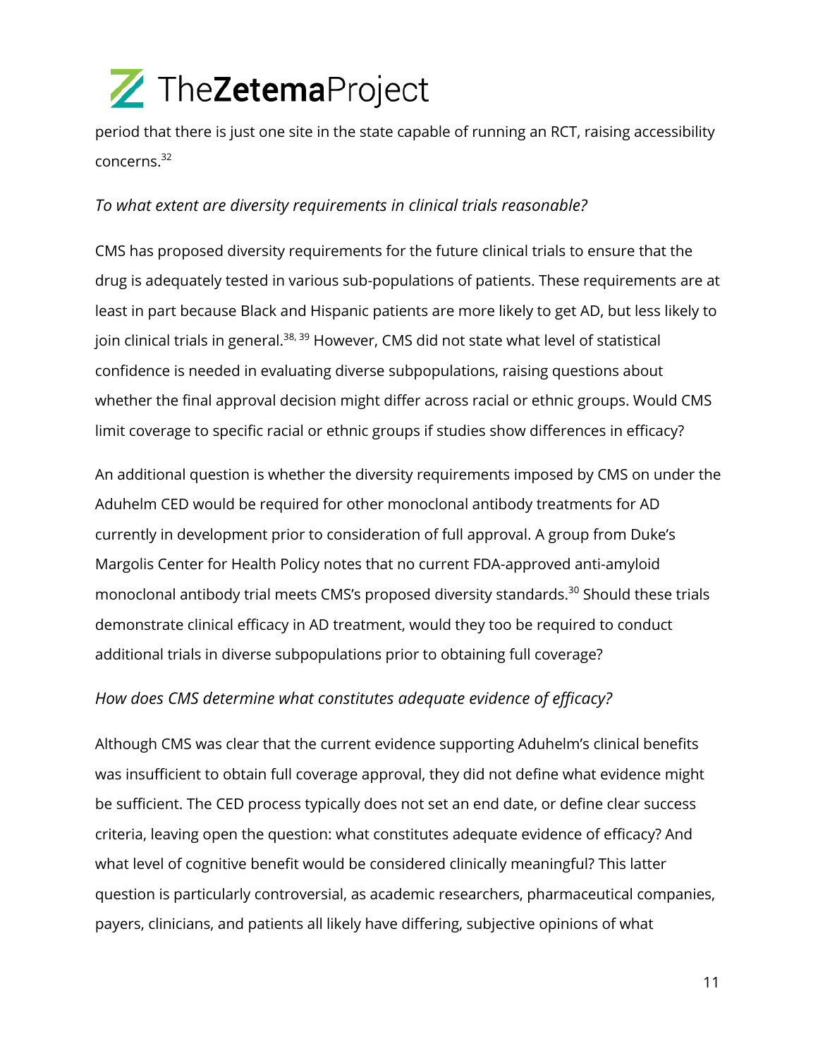period that there is just one site in the state capable of running an RCT, raising accessibility concerns.[32]

### *To what extent are diversity requirements in clinical trials reasonable?*

CMS has proposed diversity requirements for the future clinical trials to ensure that the drug is adequately tested in various sub-populations of patients. These requirements are at least in part because Black and Hispanic patients are more likely to get AD, but less likely to join clinical trials in general.[38, 39] However, CMS did not state what level of statistical confidence is needed in evaluating diverse subpopulations, raising questions about whether the final approval decision might differ across racial or ethnic groups. Would CMS limit coverage to specific racial or ethnic groups if studies show differences in efficacy?

An additional question is whether the diversity requirements imposed by CMS on under the Aduhelm CED would be required for other monoclonal antibody treatments for AD currently in development prior to consideration of full approval. A group from Duke's Margolis Center for Health Policy notes that no current FDA-approved anti-amyloid monoclonal antibody trial meets CMS's proposed diversity standards.[30] Should these trials demonstrate clinical efficacy in AD treatment, would they too be required to conduct additional trials in diverse subpopulations prior to obtaining full coverage?

### *How does CMS determine what constitutes adequate evidence of efficacy?*

Although CMS was clear that the current evidence supporting Aduhelm's clinical benefits was insufficient to obtain full coverage approval, they did not define what evidence might be sufficient. The CED process typically does not set an end date, or define clear success criteria, leaving open the question: what constitutes adequate evidence of efficacy? And what level of cognitive benefit would be considered clinically meaningful? This latter question is particularly controversial, as academic researchers, pharmaceutical companies, payers, clinicians, and patients all likely have differing, subjective opinions of what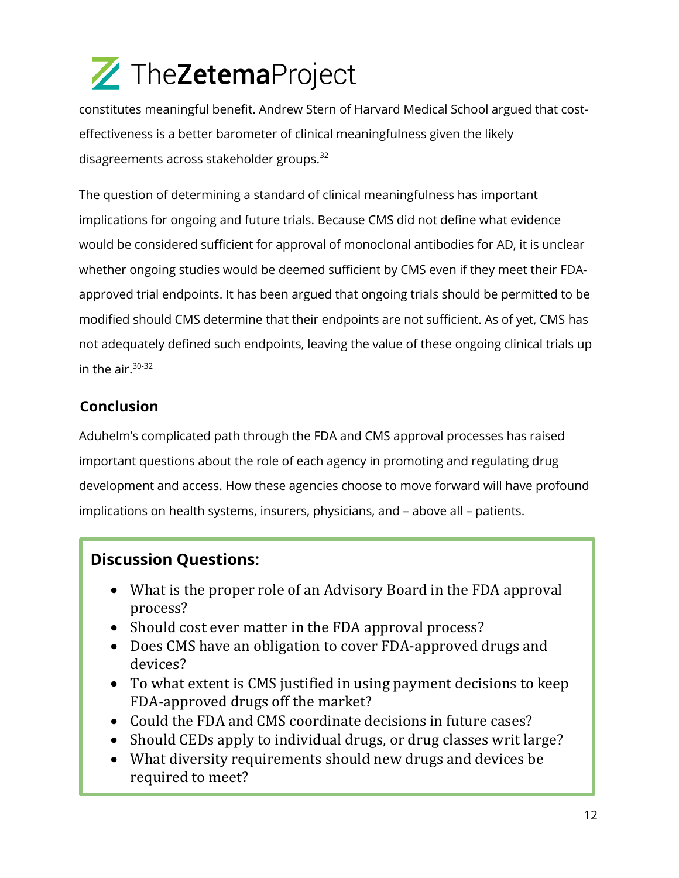constitutes meaningful benefit. Andrew Stern of Harvard Medical School argued that cost-effectiveness is a better barometer of clinical meaningfulness given the likely disagreements across stakeholder groups.[32]

The question of determining a standard of clinical meaningfulness has important implications for ongoing and future trials. Because CMS did not define what evidence would be considered sufficient for approval of monoclonal antibodies for AD, it is unclear whether ongoing studies would be deemed sufficient by CMS even if they meet their FDA-approved trial endpoints. It has been argued that ongoing trials should be permitted to be modified should CMS determine that their endpoints are not sufficient. As of yet, CMS has not adequately defined such endpoints, leaving the value of these ongoing clinical trials up in the air.[30-32]

## Conclusion

Aduhelm's complicated path through the FDA and CMS approval processes has raised important questions about the role of each agency in promoting and regulating drug development and access. How these agencies choose to move forward will have profound implications on health systems, insurers, physicians, and – above all – patients.

### Discussion Questions:

- What is the proper role of an Advisory Board in the FDA approval process?
- Should cost ever matter in the FDA approval process?
- Does CMS have an obligation to cover FDA-approved drugs and devices?
- To what extent is CMS justified in using payment decisions to keep FDA-approved drugs off the market?
- Could the FDA and CMS coordinate decisions in future cases?
- Should CEDs apply to individual drugs, or drug classes writ large?
- What diversity requirements should new drugs and devices be required to meet?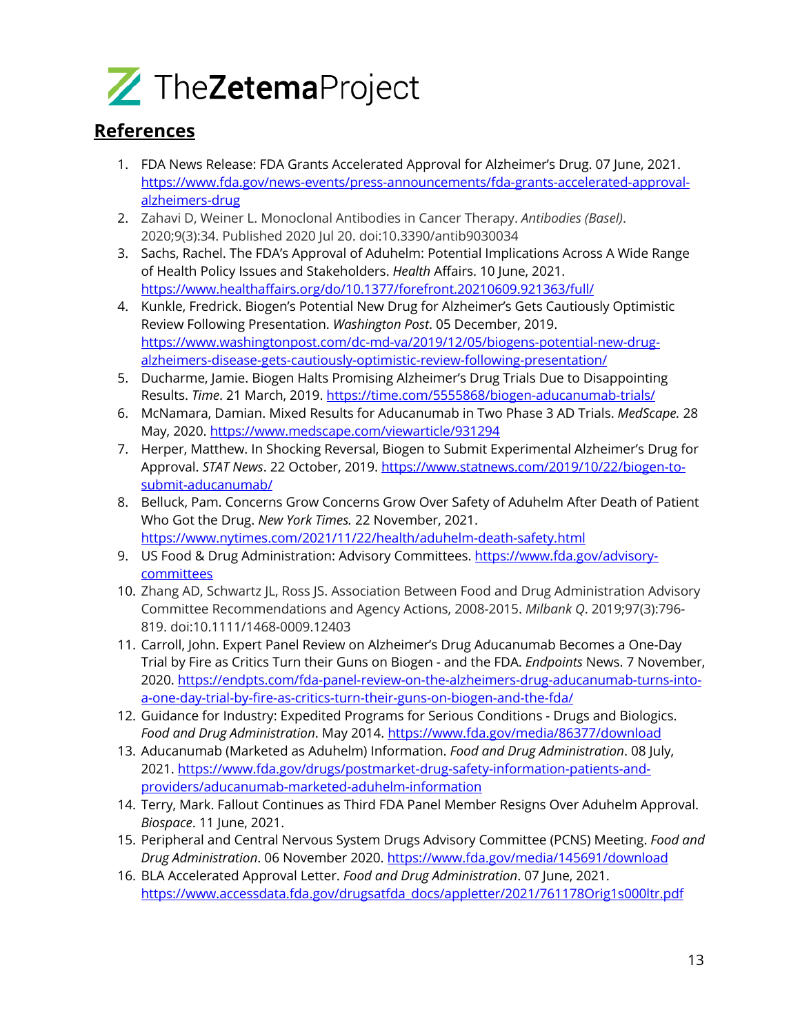## References

1. FDA News Release: FDA Grants Accelerated Approval for Alzheimer's Drug. 07 June, 2021. https://www.fda.gov/news-events/press-announcements/fda-grants-accelerated-approval-alzheimers-drug
2. Zahavi D, Weiner L. Monoclonal Antibodies in Cancer Therapy. *Antibodies (Basel)*. 2020;9(3):34. Published 2020 Jul 20. doi:10.3390/antib9030034
3. Sachs, Rachel. The FDA's Approval of Aduhelm: Potential Implications Across A Wide Range of Health Policy Issues and Stakeholders. *Health* Affairs. 10 June, 2021. https://www.healthaffairs.org/do/10.1377/forefront.20210609.921363/full/
4. Kunkle, Fredrick. Biogen's Potential New Drug for Alzheimer's Gets Cautiously Optimistic Review Following Presentation. *Washington Post*. 05 December, 2019. https://www.washingtonpost.com/dc-md-va/2019/12/05/biogens-potential-new-drug-alzheimers-disease-gets-cautiously-optimistic-review-following-presentation/
5. Ducharme, Jamie. Biogen Halts Promising Alzheimer's Drug Trials Due to Disappointing Results. *Time*. 21 March, 2019. https://time.com/5555868/biogen-aducanumab-trials/
6. McNamara, Damian. Mixed Results for Aducanumab in Two Phase 3 AD Trials. *MedScape.* 28 May, 2020. https://www.medscape.com/viewarticle/931294
7. Herper, Matthew. In Shocking Reversal, Biogen to Submit Experimental Alzheimer's Drug for Approval. *STAT News*. 22 October, 2019. https://www.statnews.com/2019/10/22/biogen-to-submit-aducanumab/
8. Belluck, Pam. Concerns Grow Concerns Grow Over Safety of Aduhelm After Death of Patient Who Got the Drug. *New York Times.* 22 November, 2021. https://www.nytimes.com/2021/11/22/health/aduhelm-death-safety.html
9. US Food & Drug Administration: Advisory Committees. https://www.fda.gov/advisory-committees
10. Zhang AD, Schwartz JL, Ross JS. Association Between Food and Drug Administration Advisory Committee Recommendations and Agency Actions, 2008-2015. *Milbank Q*. 2019;97(3):796-819. doi:10.1111/1468-0009.12403
11. Carroll, John. Expert Panel Review on Alzheimer's Drug Aducanumab Becomes a One-Day Trial by Fire as Critics Turn their Guns on Biogen - and the FDA. *Endpoints* News. 7 November, 2020. https://endpts.com/fda-panel-review-on-the-alzheimers-drug-aducanumab-turns-into-a-one-day-trial-by-fire-as-critics-turn-their-guns-on-biogen-and-the-fda/
12. Guidance for Industry: Expedited Programs for Serious Conditions - Drugs and Biologics. *Food and Drug Administration*. May 2014. https://www.fda.gov/media/86377/download
13. Aducanumab (Marketed as Aduhelm) Information. *Food and Drug Administration*. 08 July, 2021. https://www.fda.gov/drugs/postmarket-drug-safety-information-patients-and-providers/aducanumab-marketed-aduhelm-information
14. Terry, Mark. Fallout Continues as Third FDA Panel Member Resigns Over Aduhelm Approval. *Biospace*. 11 June, 2021.
15. Peripheral and Central Nervous System Drugs Advisory Committee (PCNS) Meeting. *Food and Drug Administration*. 06 November 2020. https://www.fda.gov/media/145691/download
16. BLA Accelerated Approval Letter. *Food and Drug Administration*. 07 June, 2021. https://www.accessdata.fda.gov/drugsatfda_docs/appletter/2021/761178Orig1s000ltr.pdf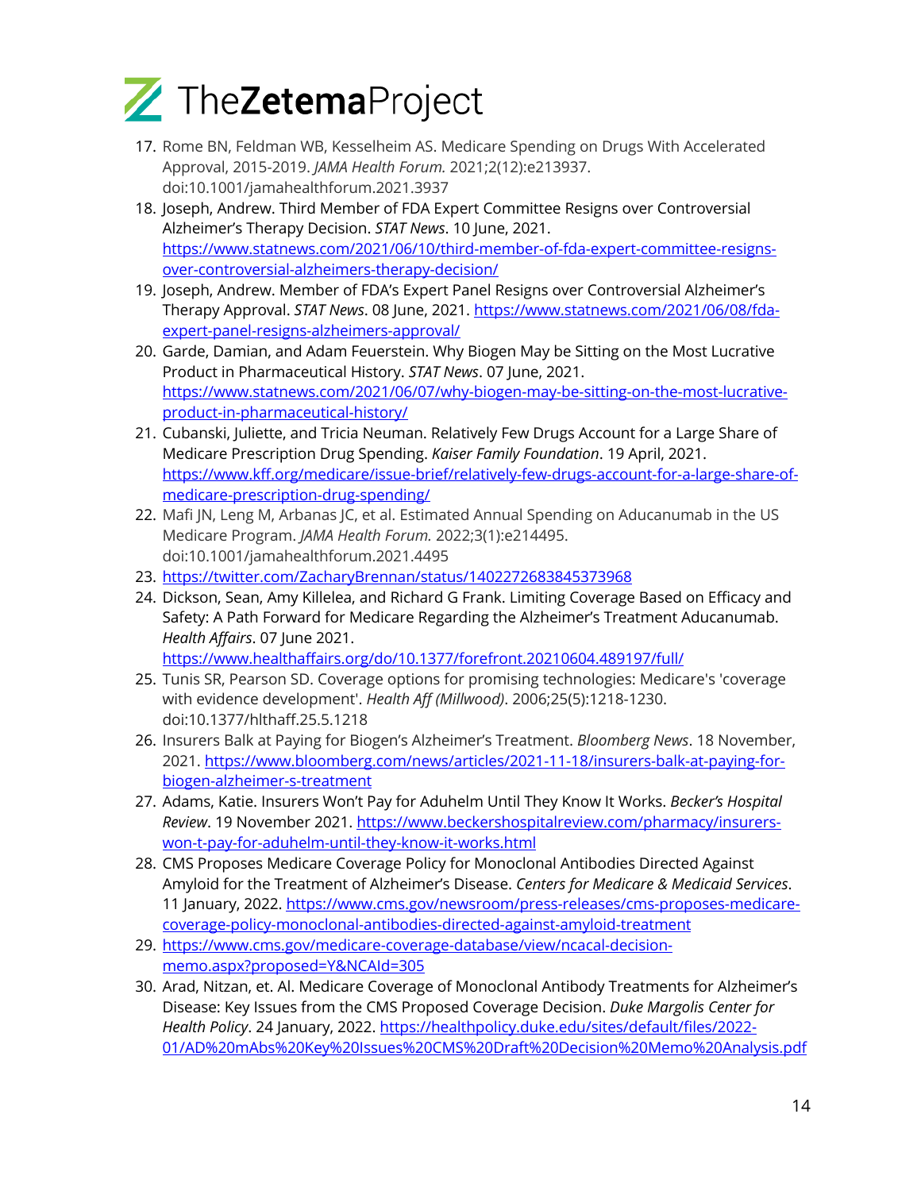17. Rome BN, Feldman WB, Kesselheim AS. Medicare Spending on Drugs With Accelerated Approval, 2015-2019. *JAMA Health Forum.* 2021;2(12):e213937. doi:10.1001/jamahealthforum.2021.3937
18. Joseph, Andrew. Third Member of FDA Expert Committee Resigns over Controversial Alzheimer's Therapy Decision. *STAT News*. 10 June, 2021. https://www.statnews.com/2021/06/10/third-member-of-fda-expert-committee-resigns-over-controversial-alzheimers-therapy-decision/
19. Joseph, Andrew. Member of FDA's Expert Panel Resigns over Controversial Alzheimer's Therapy Approval. *STAT News*. 08 June, 2021. https://www.statnews.com/2021/06/08/fda-expert-panel-resigns-alzheimers-approval/
20. Garde, Damian, and Adam Feuerstein. Why Biogen May be Sitting on the Most Lucrative Product in Pharmaceutical History. *STAT News*. 07 June, 2021. https://www.statnews.com/2021/06/07/why-biogen-may-be-sitting-on-the-most-lucrative-product-in-pharmaceutical-history/
21. Cubanski, Juliette, and Tricia Neuman. Relatively Few Drugs Account for a Large Share of Medicare Prescription Drug Spending. *Kaiser Family Foundation*. 19 April, 2021. https://www.kff.org/medicare/issue-brief/relatively-few-drugs-account-for-a-large-share-of-medicare-prescription-drug-spending/
22. Mafi JN, Leng M, Arbanas JC, et al. Estimated Annual Spending on Aducanumab in the US Medicare Program. *JAMA Health Forum.* 2022;3(1):e214495. doi:10.1001/jamahealthforum.2021.4495
23. https://twitter.com/ZacharyBrennan/status/1402272683845373968
24. Dickson, Sean, Amy Killelea, and Richard G Frank. Limiting Coverage Based on Efficacy and Safety: A Path Forward for Medicare Regarding the Alzheimer's Treatment Aducanumab. *Health Affairs*. 07 June 2021. https://www.healthaffairs.org/do/10.1377/forefront.20210604.489197/full/
25. Tunis SR, Pearson SD. Coverage options for promising technologies: Medicare's 'coverage with evidence development'. *Health Aff (Millwood)*. 2006;25(5):1218-1230. doi:10.1377/hlthaff.25.5.1218
26. Insurers Balk at Paying for Biogen's Alzheimer's Treatment. *Bloomberg News*. 18 November, 2021. https://www.bloomberg.com/news/articles/2021-11-18/insurers-balk-at-paying-for-biogen-alzheimer-s-treatment
27. Adams, Katie. Insurers Won't Pay for Aduhelm Until They Know It Works. *Becker's Hospital Review*. 19 November 2021. https://www.beckershospitalreview.com/pharmacy/insurers-won-t-pay-for-aduhelm-until-they-know-it-works.html
28. CMS Proposes Medicare Coverage Policy for Monoclonal Antibodies Directed Against Amyloid for the Treatment of Alzheimer's Disease. *Centers for Medicare & Medicaid Services*. 11 January, 2022. https://www.cms.gov/newsroom/press-releases/cms-proposes-medicare-coverage-policy-monoclonal-antibodies-directed-against-amyloid-treatment
29. https://www.cms.gov/medicare-coverage-database/view/ncacal-decision-memo.aspx?proposed=Y&NCAId=305
30. Arad, Nitzan, et. Al. Medicare Coverage of Monoclonal Antibody Treatments for Alzheimer's Disease: Key Issues from the CMS Proposed Coverage Decision. *Duke Margolis Center for Health Policy*. 24 January, 2022. https://healthpolicy.duke.edu/sites/default/files/2022-01/AD%20mAbs%20Key%20Issues%20CMS%20Draft%20Decision%20Memo%20Analysis.pdf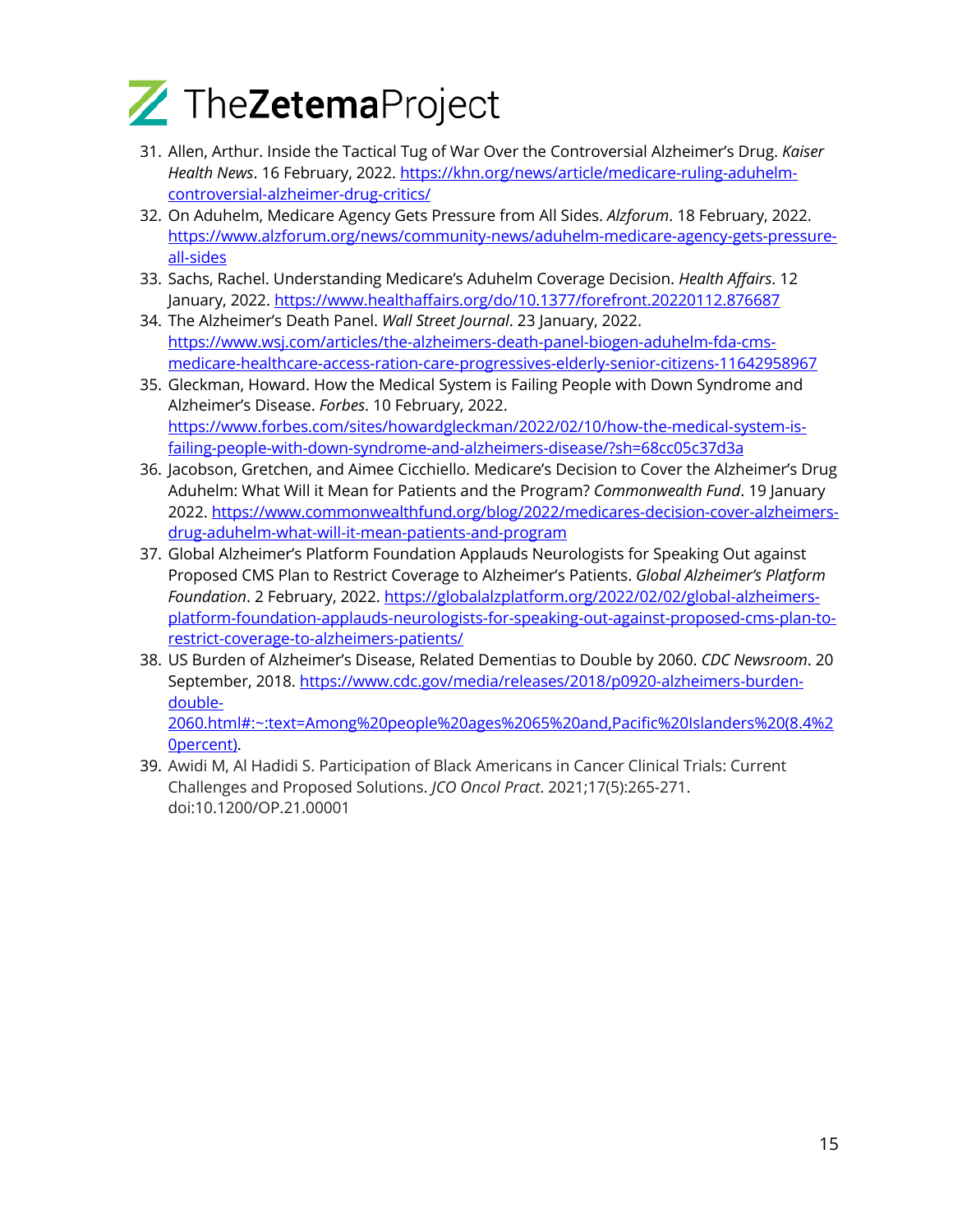31. Allen, Arthur. Inside the Tactical Tug of War Over the Controversial Alzheimer's Drug. *Kaiser Health News*. 16 February, 2022. https://khn.org/news/article/medicare-ruling-aduhelm-controversial-alzheimer-drug-critics/
32. On Aduhelm, Medicare Agency Gets Pressure from All Sides. *Alzforum*. 18 February, 2022. https://www.alzforum.org/news/community-news/aduhelm-medicare-agency-gets-pressure-all-sides
33. Sachs, Rachel. Understanding Medicare's Aduhelm Coverage Decision. *Health Affairs*. 12 January, 2022. https://www.healthaffairs.org/do/10.1377/forefront.20220112.876687
34. The Alzheimer's Death Panel. *Wall Street Journal*. 23 January, 2022. https://www.wsj.com/articles/the-alzheimers-death-panel-biogen-aduhelm-fda-cms-medicare-healthcare-access-ration-care-progressives-elderly-senior-citizens-11642958967
35. Gleckman, Howard. How the Medical System is Failing People with Down Syndrome and Alzheimer's Disease. *Forbes*. 10 February, 2022. https://www.forbes.com/sites/howardgleckman/2022/02/10/how-the-medical-system-is-failing-people-with-down-syndrome-and-alzheimers-disease/?sh=68cc05c37d3a
36. Jacobson, Gretchen, and Aimee Cicchiello. Medicare's Decision to Cover the Alzheimer's Drug Aduhelm: What Will it Mean for Patients and the Program? *Commonwealth Fund*. 19 January 2022. https://www.commonwealthfund.org/blog/2022/medicares-decision-cover-alzheimers-drug-aduhelm-what-will-it-mean-patients-and-program
37. Global Alzheimer's Platform Foundation Applauds Neurologists for Speaking Out against Proposed CMS Plan to Restrict Coverage to Alzheimer's Patients. *Global Alzheimer's Platform Foundation*. 2 February, 2022. https://globalalzplatform.org/2022/02/02/global-alzheimers-platform-foundation-applauds-neurologists-for-speaking-out-against-proposed-cms-plan-to-restrict-coverage-to-alzheimers-patients/
38. US Burden of Alzheimer's Disease, Related Dementias to Double by 2060. *CDC Newsroom*. 20 September, 2018. https://www.cdc.gov/media/releases/2018/p0920-alzheimers-burden-double-2060.html#:~:text=Among%20people%20ages%2065%20and,Pacific%20Islanders%20(8.4%20percent).
39. Awidi M, Al Hadidi S. Participation of Black Americans in Cancer Clinical Trials: Current Challenges and Proposed Solutions. *JCO Oncol Pract*. 2021;17(5):265-271. doi:10.1200/OP.21.00001